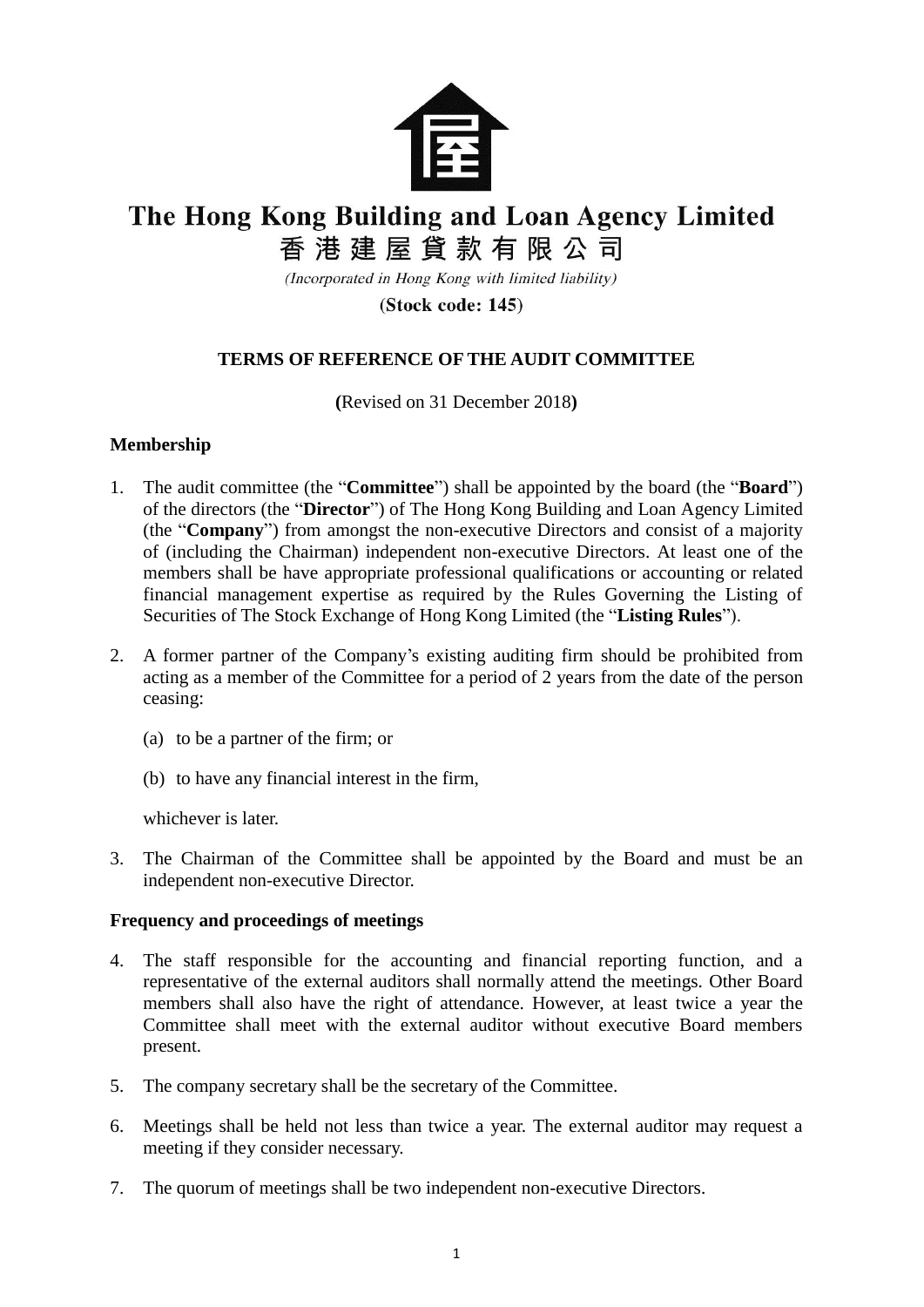# The Hong Kong Building and Loan Agency Limited

# 香港建屋貸款有限公司

*(Incorporated in Hong Kong with limited liability)*

**(Stock code: 145)**

## TERMS OF REFERENCE OF THE AUDIT COMMITTEE

**(**Revised on 31 December 2018**)**

### Membership

1. The audit committee (the "**Committee**") shall be appointed by the board (the "**Board**") of the directors (the "**Director**") of The Hong Kong Building and Loan Agency Limited (the "**Company**") from amongst the non-executive Directors and consist of a majority of (including the Chairman) independent non-executive Directors. At least one of the members shall be have appropriate professional qualifications or accounting or related financial management expertise as required by the Rules Governing the Listing of Securities of The Stock Exchange of Hong Kong Limited (the "**Listing Rules**").

2. A former partner of the Company's existing auditing firm should be prohibited from acting as a member of the Committee for a period of 2 years from the date of the person ceasing:

   (a) to be a partner of the firm; or

   (b) to have any financial interest in the firm,

   whichever is later.

3. The Chairman of the Committee shall be appointed by the Board and must be an independent non-executive Director.

### Frequency and proceedings of meetings

4. The staff responsible for the accounting and financial reporting function, and a representative of the external auditors shall normally attend the meetings. Other Board members shall also have the right of attendance. However, at least twice a year the Committee shall meet with the external auditor without executive Board members present.

5. The company secretary shall be the secretary of the Committee.

6. Meetings shall be held not less than twice a year. The external auditor may request a meeting if they consider necessary.

7. The quorum of meetings shall be two independent non-executive Directors.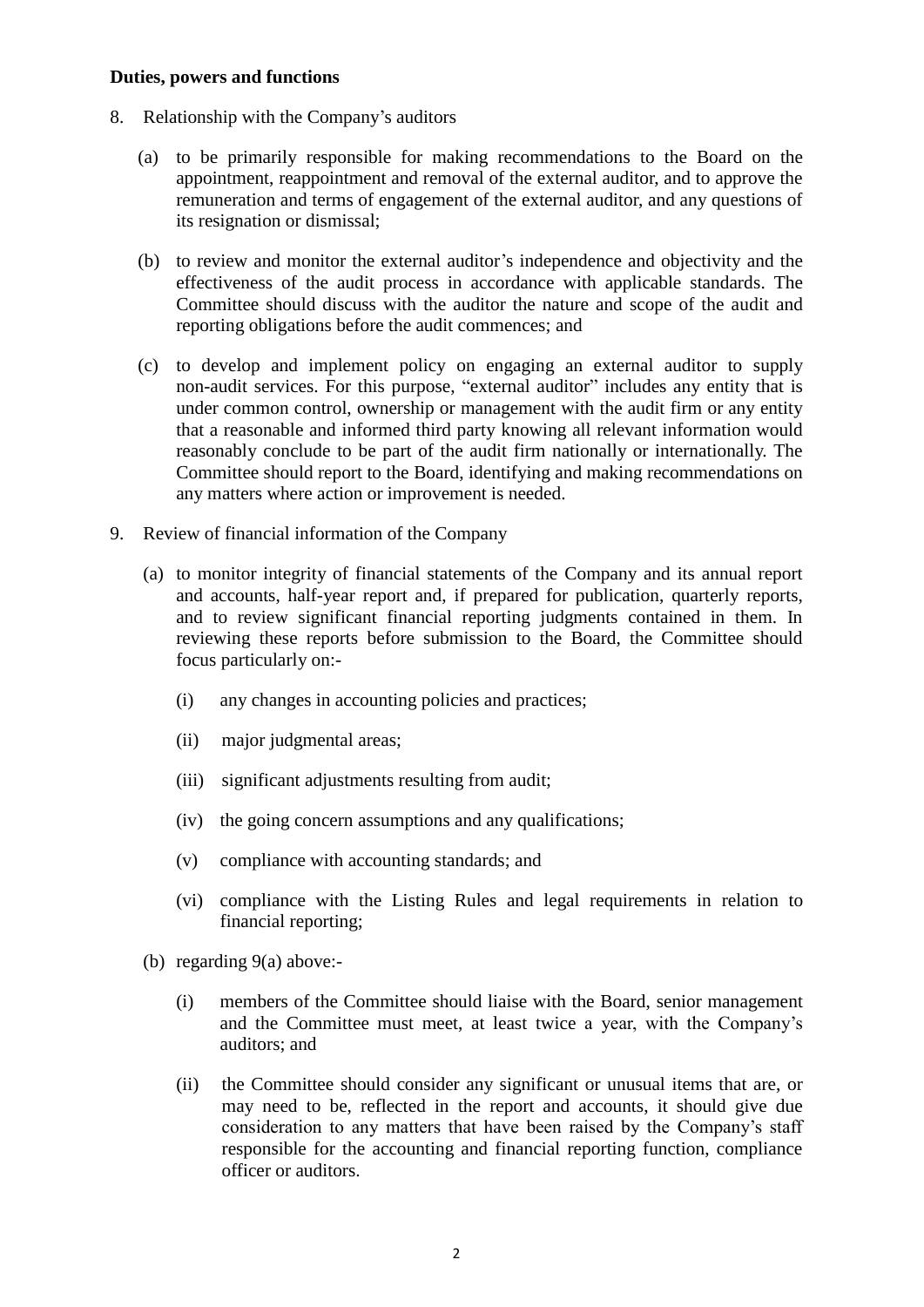**Duties, powers and functions**

8. Relationship with the Company's auditors

   (a) to be primarily responsible for making recommendations to the Board on the appointment, reappointment and removal of the external auditor, and to approve the remuneration and terms of engagement of the external auditor, and any questions of its resignation or dismissal;

   (b) to review and monitor the external auditor's independence and objectivity and the effectiveness of the audit process in accordance with applicable standards. The Committee should discuss with the auditor the nature and scope of the audit and reporting obligations before the audit commences; and

   (c) to develop and implement policy on engaging an external auditor to supply non-audit services. For this purpose, "external auditor" includes any entity that is under common control, ownership or management with the audit firm or any entity that a reasonable and informed third party knowing all relevant information would reasonably conclude to be part of the audit firm nationally or internationally. The Committee should report to the Board, identifying and making recommendations on any matters where action or improvement is needed.

9. Review of financial information of the Company

   (a) to monitor integrity of financial statements of the Company and its annual report and accounts, half-year report and, if prepared for publication, quarterly reports, and to review significant financial reporting judgments contained in them. In reviewing these reports before submission to the Board, the Committee should focus particularly on:-

      (i) any changes in accounting policies and practices;

      (ii) major judgmental areas;

      (iii) significant adjustments resulting from audit;

      (iv) the going concern assumptions and any qualifications;

      (v) compliance with accounting standards; and

      (vi) compliance with the Listing Rules and legal requirements in relation to financial reporting;

   (b) regarding 9(a) above:-

      (i) members of the Committee should liaise with the Board, senior management and the Committee must meet, at least twice a year, with the Company's auditors; and

      (ii) the Committee should consider any significant or unusual items that are, or may need to be, reflected in the report and accounts, it should give due consideration to any matters that have been raised by the Company's staff responsible for the accounting and financial reporting function, compliance officer or auditors.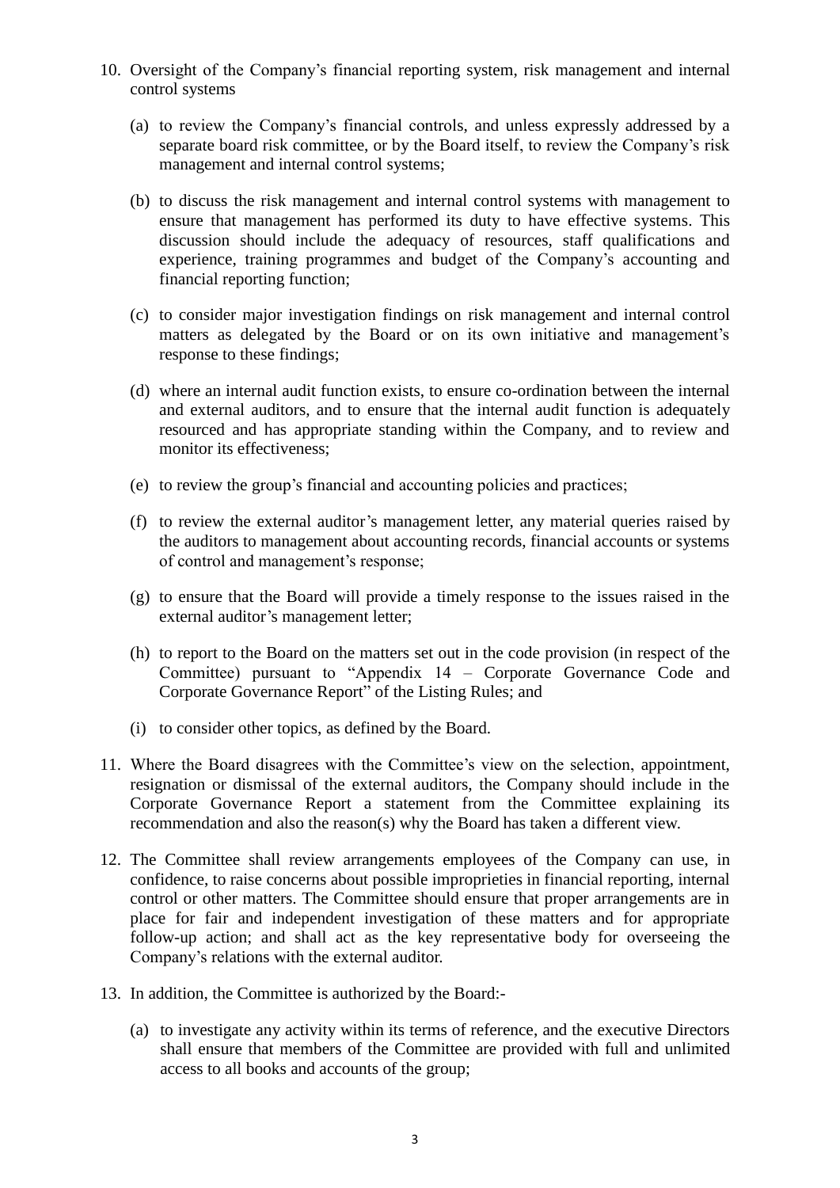10. Oversight of the Company's financial reporting system, risk management and internal control systems

    (a) to review the Company's financial controls, and unless expressly addressed by a separate board risk committee, or by the Board itself, to review the Company's risk management and internal control systems;

    (b) to discuss the risk management and internal control systems with management to ensure that management has performed its duty to have effective systems. This discussion should include the adequacy of resources, staff qualifications and experience, training programmes and budget of the Company's accounting and financial reporting function;

    (c) to consider major investigation findings on risk management and internal control matters as delegated by the Board or on its own initiative and management's response to these findings;

    (d) where an internal audit function exists, to ensure co-ordination between the internal and external auditors, and to ensure that the internal audit function is adequately resourced and has appropriate standing within the Company, and to review and monitor its effectiveness;

    (e) to review the group's financial and accounting policies and practices;

    (f) to review the external auditor's management letter, any material queries raised by the auditors to management about accounting records, financial accounts or systems of control and management's response;

    (g) to ensure that the Board will provide a timely response to the issues raised in the external auditor's management letter;

    (h) to report to the Board on the matters set out in the code provision (in respect of the Committee) pursuant to "Appendix 14 – Corporate Governance Code and Corporate Governance Report" of the Listing Rules; and

    (i) to consider other topics, as defined by the Board.

11. Where the Board disagrees with the Committee's view on the selection, appointment, resignation or dismissal of the external auditors, the Company should include in the Corporate Governance Report a statement from the Committee explaining its recommendation and also the reason(s) why the Board has taken a different view.

12. The Committee shall review arrangements employees of the Company can use, in confidence, to raise concerns about possible improprieties in financial reporting, internal control or other matters. The Committee should ensure that proper arrangements are in place for fair and independent investigation of these matters and for appropriate follow-up action; and shall act as the key representative body for overseeing the Company's relations with the external auditor.

13. In addition, the Committee is authorized by the Board:-

    (a) to investigate any activity within its terms of reference, and the executive Directors shall ensure that members of the Committee are provided with full and unlimited access to all books and accounts of the group;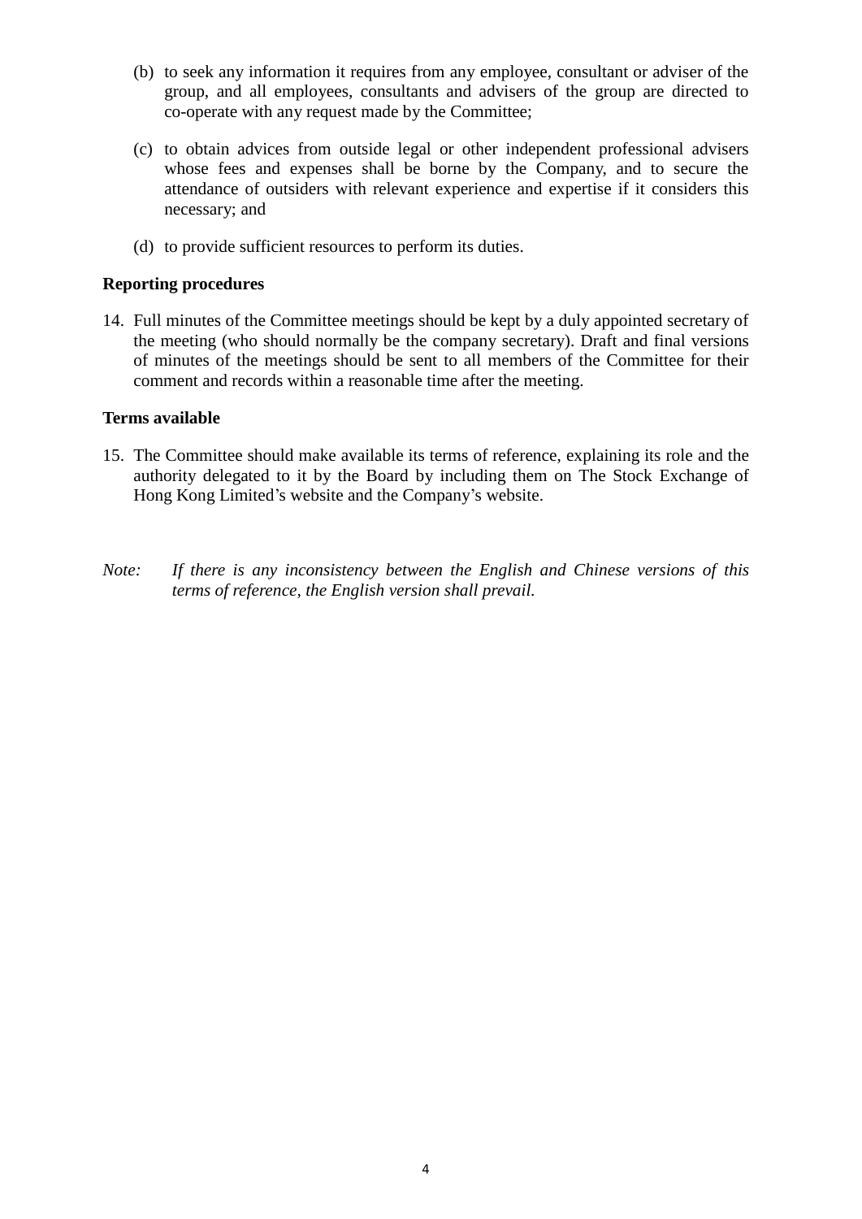(b) to seek any information it requires from any employee, consultant or adviser of the group, and all employees, consultants and advisers of the group are directed to co-operate with any request made by the Committee;

(c) to obtain advices from outside legal or other independent professional advisers whose fees and expenses shall be borne by the Company, and to secure the attendance of outsiders with relevant experience and expertise if it considers this necessary; and

(d) to provide sufficient resources to perform its duties.

**Reporting procedures**

14. Full minutes of the Committee meetings should be kept by a duly appointed secretary of the meeting (who should normally be the company secretary). Draft and final versions of minutes of the meetings should be sent to all members of the Committee for their comment and records within a reasonable time after the meeting.

**Terms available**

15. The Committee should make available its terms of reference, explaining its role and the authority delegated to it by the Board by including them on The Stock Exchange of Hong Kong Limited's website and the Company's website.

*Note:* *If there is any inconsistency between the English and Chinese versions of this terms of reference, the English version shall prevail.*